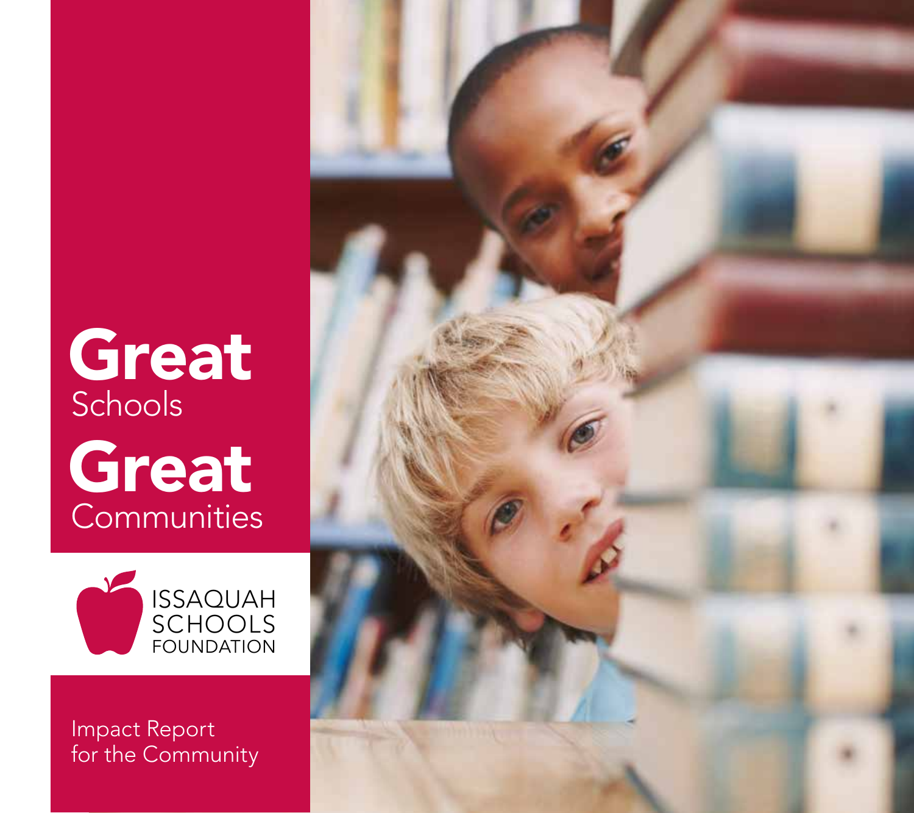# Great Schools Great Communities

ISSAQUAH SCHOOLS FOUNDATION

Impact Report for the Community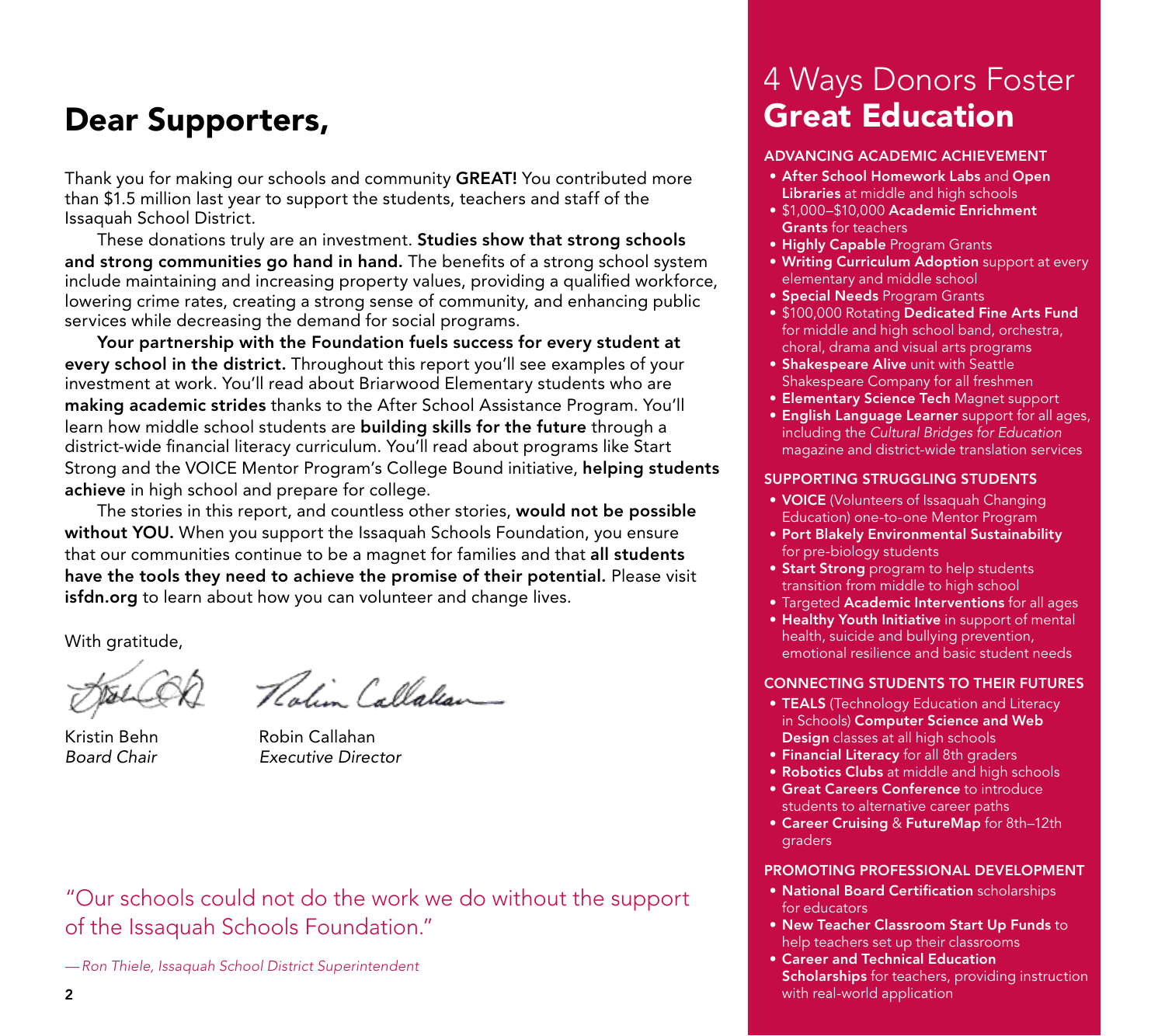# Dear Supporters,

Thank you for making our schools and community **GREAT!** You contributed more than $1.5 million last year to support the students, teachers and staff of the Issaquah School District.

These donations truly are an investment. **Studies show that strong schools and strong communities go hand in hand.** The benefits of a strong school system include maintaining and increasing property values, providing a qualified workforce, lowering crime rates, creating a strong sense of community, and enhancing public services while decreasing the demand for social programs.

**Your partnership with the Foundation fuels success for every student at every school in the district.** Throughout this report you'll see examples of your investment at work. You'll read about Briarwood Elementary students who are **making academic strides** thanks to the After School Assistance Program. You'll learn how middle school students are **building skills for the future** through a district-wide financial literacy curriculum. You'll read about programs like Start Strong and the VOICE Mentor Program's College Bound initiative, **helping students achieve** in high school and prepare for college.

The stories in this report, and countless other stories, **would not be possible without YOU.** When you support the Issaquah Schools Foundation, you ensure that our communities continue to be a magnet for families and that **all students have the tools they need to achieve the promise of their potential.** Please visit **isfdn.org** to learn about how you can volunteer and change lives.

With gratitude,

Kristin Behn
*Board Chair*

Robin Callahan
*Executive Director*

"Our schools could not do the work we do without the support of the Issaquah Schools Foundation."

*— Ron Thiele, Issaquah School District Superintendent*

## 4 Ways Donors Foster **Great Education**

### ADVANCING ACADEMIC ACHIEVEMENT

- **After School Homework Labs** and **Open Libraries** at middle and high schools
- $1,000–$10,000 **Academic Enrichment Grants** for teachers
- **Highly Capable** Program Grants
- **Writing Curriculum Adoption** support at every elementary and middle school
- **Special Needs** Program Grants
- $100,000 Rotating **Dedicated Fine Arts Fund** for middle and high school band, orchestra, choral, drama and visual arts programs
- **Shakespeare Alive** unit with Seattle Shakespeare Company for all freshmen
- **Elementary Science Tech** Magnet support
- **English Language Learner** support for all ages, including the *Cultural Bridges for Education* magazine and district-wide translation services

### SUPPORTING STRUGGLING STUDENTS

- **VOICE** (Volunteers of Issaquah Changing Education) one-to-one Mentor Program
- **Port Blakely Environmental Sustainability** for pre-biology students
- **Start Strong** program to help students transition from middle to high school
- Targeted **Academic Interventions** for all ages
- **Healthy Youth Initiative** in support of mental health, suicide and bullying prevention, emotional resilience and basic student needs

### CONNECTING STUDENTS TO THEIR FUTURES

- **TEALS** (Technology Education and Literacy in Schools) **Computer Science and Web Design** classes at all high schools
- **Financial Literacy** for all 8th graders
- **Robotics Clubs** at middle and high schools
- **Great Careers Conference** to introduce students to alternative career paths
- **Career Cruising** & **FutureMap** for 8th–12th graders

### PROMOTING PROFESSIONAL DEVELOPMENT

- **National Board Certification** scholarships for educators
- **New Teacher Classroom Start Up Funds** to help teachers set up their classrooms
- **Career and Technical Education Scholarships** for teachers, providing instruction with real-world application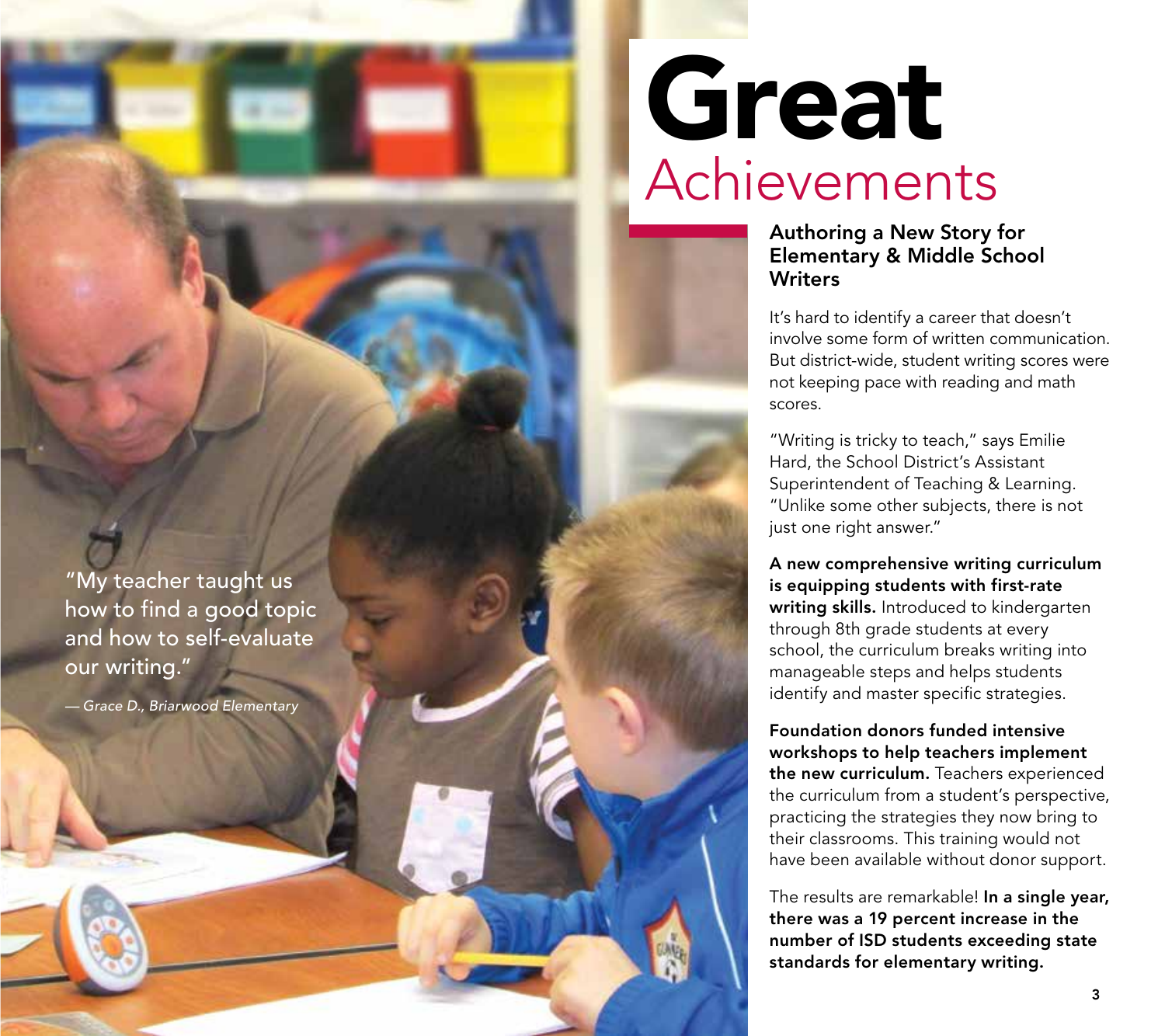# Great Achievements

## Authoring a New Story for Elementary & Middle School Writers

It's hard to identify a career that doesn't involve some form of written communication. But district-wide, student writing scores were not keeping pace with reading and math scores.

"Writing is tricky to teach," says Emilie Hard, the School District's Assistant Superintendent of Teaching & Learning. "Unlike some other subjects, there is not just one right answer."

**A new comprehensive writing curriculum is equipping students with first-rate writing skills.** Introduced to kindergarten through 8th grade students at every school, the curriculum breaks writing into manageable steps and helps students identify and master specific strategies.

**Foundation donors funded intensive workshops to help teachers implement the new curriculum.** Teachers experienced the curriculum from a student's perspective, practicing the strategies they now bring to their classrooms. This training would not have been available without donor support.

The results are remarkable! **In a single year, there was a 19 percent increase in the number of ISD students exceeding state standards for elementary writing.**

"My teacher taught us how to find a good topic and how to self-evaluate our writing."

*— Grace D., Briarwood Elementary*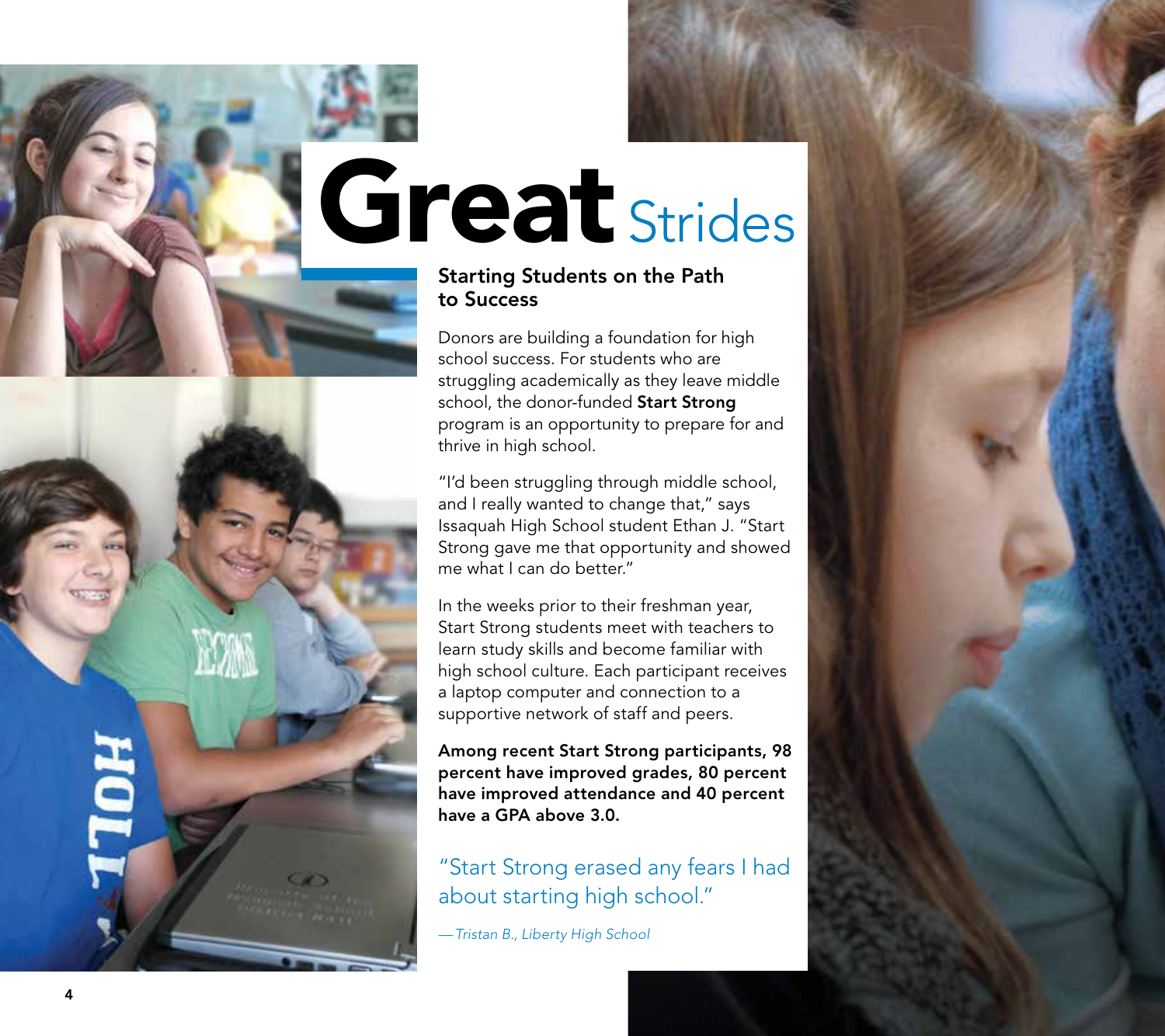# Great Strides

## Starting Students on the Path to Success

Donors are building a foundation for high school success. For students who are struggling academically as they leave middle school, the donor-funded **Start Strong** program is an opportunity to prepare for and thrive in high school.

"I'd been struggling through middle school, and I really wanted to change that," says Issaquah High School student Ethan J. "Start Strong gave me that opportunity and showed me what I can do better."

In the weeks prior to their freshman year, Start Strong students meet with teachers to learn study skills and become familiar with high school culture. Each participant receives a laptop computer and connection to a supportive network of staff and peers.

**Among recent Start Strong participants, 98 percent have improved grades, 80 percent have improved attendance and 40 percent have a GPA above 3.0.**

"Start Strong erased any fears I had about starting high school."

*— Tristan B., Liberty High School*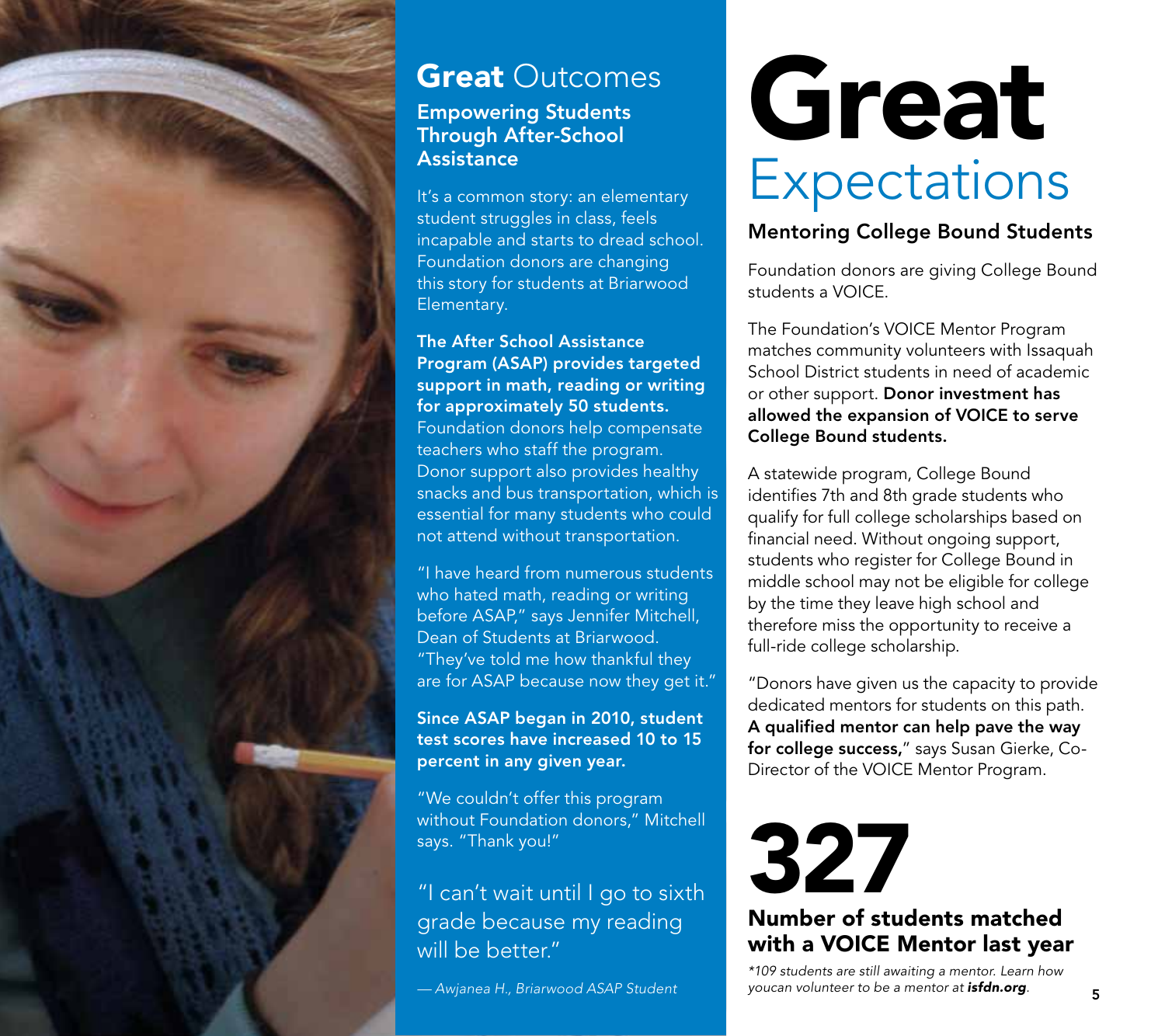## **Great** Outcomes

### Empowering Students Through After-School Assistance

It's a common story: an elementary student struggles in class, feels incapable and starts to dread school. Foundation donors are changing this story for students at Briarwood Elementary.

**The After School Assistance Program (ASAP) provides targeted support in math, reading or writing for approximately 50 students.** Foundation donors help compensate teachers who staff the program. Donor support also provides healthy snacks and bus transportation, which is essential for many students who could not attend without transportation.

"I have heard from numerous students who hated math, reading or writing before ASAP," says Jennifer Mitchell, Dean of Students at Briarwood. "They've told me how thankful they are for ASAP because now they get it."

**Since ASAP began in 2010, student test scores have increased 10 to 15 percent in any given year.**

"We couldn't offer this program without Foundation donors," Mitchell says. "Thank you!"

> "I can't wait until I go to sixth grade because my reading will be better."
>
> *— Awjanea H., Briarwood ASAP Student*

# **Great** Expectations

### Mentoring College Bound Students

Foundation donors are giving College Bound students a VOICE.

The Foundation's VOICE Mentor Program matches community volunteers with Issaquah School District students in need of academic or other support. **Donor investment has allowed the expansion of VOICE to serve College Bound students.**

A statewide program, College Bound identifies 7th and 8th grade students who qualify for full college scholarships based on financial need. Without ongoing support, students who register for College Bound in middle school may not be eligible for college by the time they leave high school and therefore miss the opportunity to receive a full-ride college scholarship.

"Donors have given us the capacity to provide dedicated mentors for students on this path. **A qualified mentor can help pave the way for college success,**" says Susan Gierke, Co-Director of the VOICE Mentor Program.

# 327

**Number of students matched with a VOICE Mentor last year**

*\*109 students are still awaiting a mentor. Learn how youcan volunteer to be a mentor at **isfdn.org**.*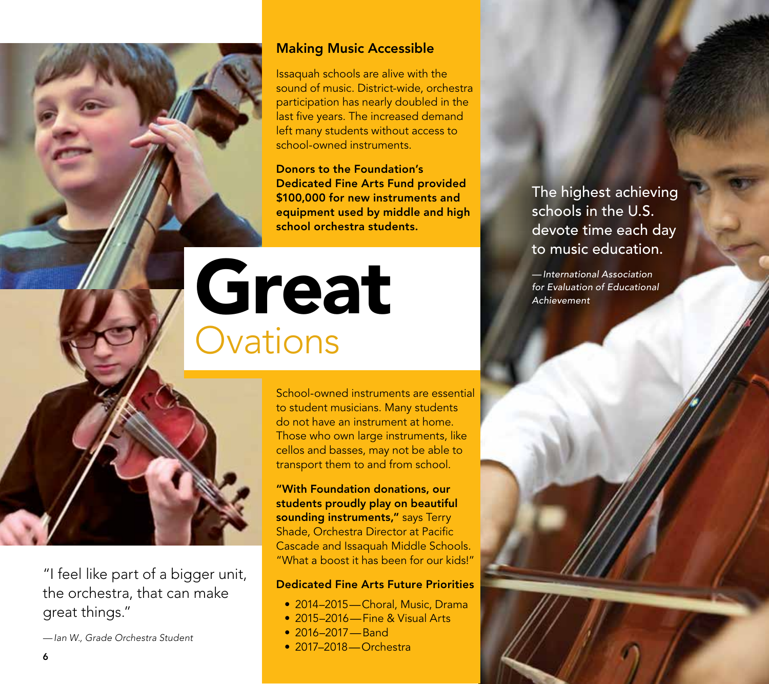# Great Ovations

## Making Music Accessible

Issaquah schools are alive with the sound of music. District-wide, orchestra participation has nearly doubled in the last five years. The increased demand left many students without access to school-owned instruments.

**Donors to the Foundation's Dedicated Fine Arts Fund provided $100,000 for new instruments and equipment used by middle and high school orchestra students.**

School-owned instruments are essential to student musicians. Many students do not have an instrument at home. Those who own large instruments, like cellos and basses, may not be able to transport them to and from school.

**"With Foundation donations, our students proudly play on beautiful sounding instruments,"** says Terry Shade, Orchestra Director at Pacific Cascade and Issaquah Middle Schools. "What a boost it has been for our kids!"

### Dedicated Fine Arts Future Priorities

- 2014–2015—Choral, Music, Drama
- 2015–2016—Fine & Visual Arts
- 2016–2017—Band
- 2017–2018—Orchestra

"I feel like part of a bigger unit, the orchestra, that can make great things."

*—Ian W., Grade Orchestra Student*

The highest achieving schools in the U.S. devote time each day to music education.

*—International Association for Evaluation of Educational Achievement*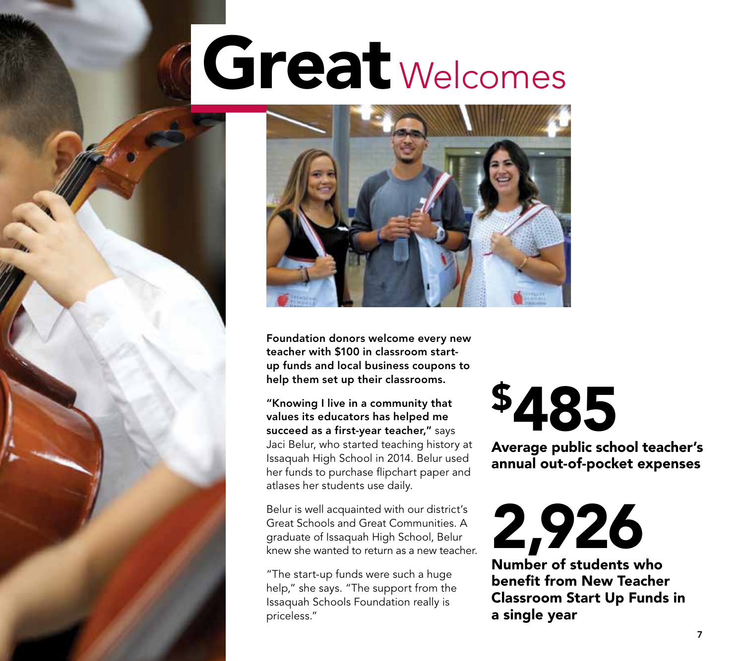# Great Welcomes

**Foundation donors welcome every new teacher with $100 in classroom start-up funds and local business coupons to help them set up their classrooms.**

**"Knowing I live in a community that values its educators has helped me succeed as a first-year teacher,"** says Jaci Belur, who started teaching history at Issaquah High School in 2014. Belur used her funds to purchase flipchart paper and atlases her students use daily.

Belur is well acquainted with our district's Great Schools and Great Communities. A graduate of Issaquah High School, Belur knew she wanted to return as a new teacher.

"The start-up funds were such a huge help," she says. "The support from the Issaquah Schools Foundation really is priceless."

## $485

**Average public school teacher's annual out-of-pocket expenses**

## 2,926

**Number of students who benefit from New Teacher Classroom Start Up Funds in a single year**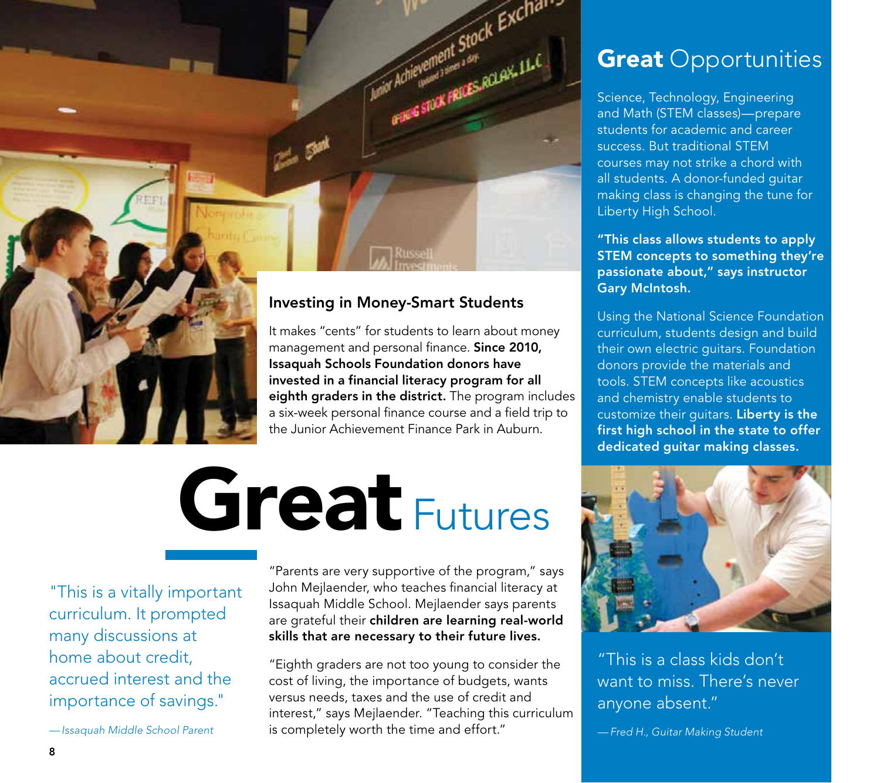# **Great** Futures

## Investing in Money-Smart Students

It makes "cents" for students to learn about money management and personal finance. **Since 2010, Issaquah Schools Foundation donors have invested in a financial literacy program for all eighth graders in the district.** The program includes a six-week personal finance course and a field trip to the Junior Achievement Finance Park in Auburn.

"Parents are very supportive of the program," says John Mejlaender, who teaches financial literacy at Issaquah Middle School. Mejlaender says parents are grateful their **children are learning real-world skills that are necessary to their future lives.**

"Eighth graders are not too young to consider the cost of living, the importance of budgets, wants versus needs, taxes and the use of credit and interest," says Mejlaender. "Teaching this curriculum is completely worth the time and effort."

"This is a vitally important curriculum. It prompted many discussions at home about credit, accrued interest and the importance of savings."

*—Issaquah Middle School Parent*

## **Great** Opportunities

Science, Technology, Engineering and Math (STEM classes)—prepare students for academic and career success. But traditional STEM courses may not strike a chord with all students. A donor-funded guitar making class is changing the tune for Liberty High School.

**"This class allows students to apply STEM concepts to something they're passionate about," says instructor Gary McIntosh.**

Using the National Science Foundation curriculum, students design and build their own electric guitars. Foundation donors provide the materials and tools. STEM concepts like acoustics and chemistry enable students to customize their guitars. **Liberty is the first high school in the state to offer dedicated guitar making classes.**

"This is a class kids don't want to miss. There's never anyone absent."

*—Fred H., Guitar Making Student*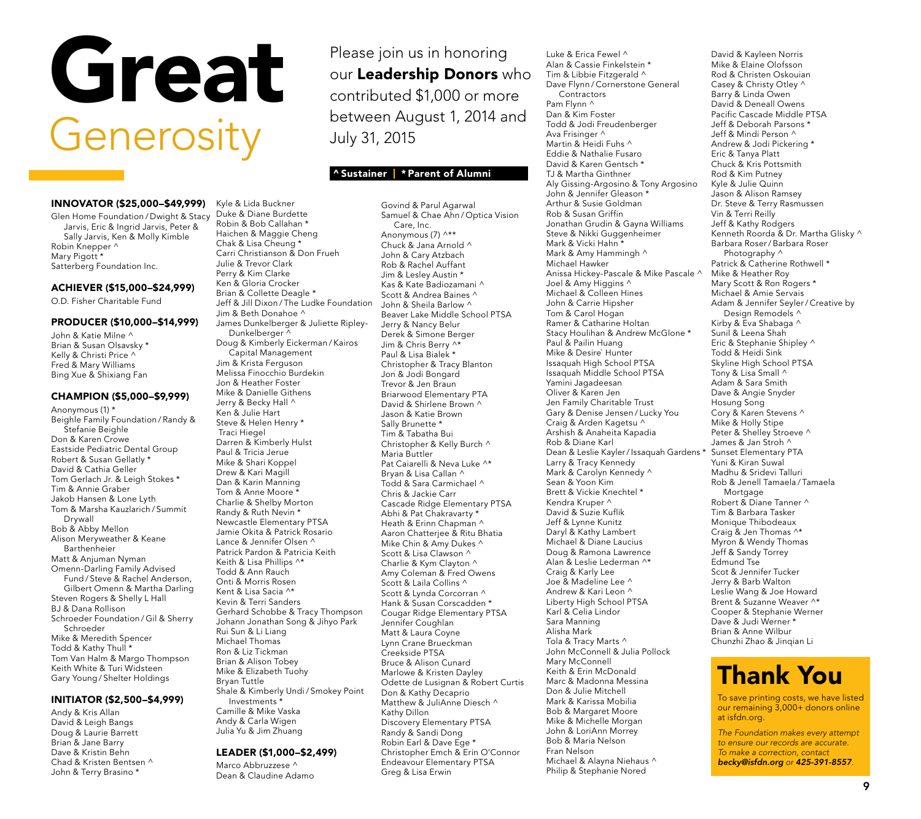# Great Generosity

Please join us in honoring our **Leadership Donors** who contributed $1,000 or more between August 1, 2014 and July 31, 2015

**^ Sustainer | * Parent of Alumni**

## INNOVATOR ($25,000–$49,999)

Glen Home Foundation / Dwight & Stacy Jarvis, Eric & Ingrid Jarvis, Peter & Sally Jarvis, Ken & Molly Kimble
Robin Knepper ^
Mary Pigott *
Satterberg Foundation Inc.

## ACHIEVER ($15,000–$24,999)

O.D. Fisher Charitable Fund

## PRODUCER ($10,000–$14,999)

John & Katie Milne ^
Brian & Susan Olsavsky *
Kelly & Christi Price ^
Fred & Mary Williams
Bing Xue & Shixiang Fan

## CHAMPION ($5,000–$9,999)

Anonymous (1) *
Beighle Family Foundation / Randy & Stefanie Beighle
Don & Karen Crowe
Eastside Pediatric Dental Group
Robert & Susan Gellatly *
David & Cathia Geller
Tom Gerlach Jr. & Leigh Stokes *
Tim & Annie Graber
Jakob Hansen & Lone Lyth
Tom & Marsha Kauzlarich / Summit Drywall
Bob & Abby Mellon
Alison Meryweather & Keane Barthenheier
Matt & Anjuman Nyman
Omenn-Darling Family Advised Fund / Steve & Rachel Anderson, Gilbert Omenn & Martha Darling
Steven Rogers & Shelly L Hall
BJ & Dana Rollison
Schroeder Foundation / Gil & Sherry Schroeder
Mike & Meredith Spencer
Todd & Kathy Thull *
Tom Van Halm & Margo Thompson
Keith White & Turi Widsteen
Gary Young / Shelter Holdings

## INITIATOR ($2,500–$4,999)

Andy & Kris Allan
David & Leigh Bangs
Doug & Laurie Barrett
Brian & Jane Barry
Dave & Kristin Behn
Chad & Kristen Bentsen ^
John & Terry Brasino *
Kyle & Lida Buckner
Duke & Diane Burdette
Robin & Bob Callahan *
Haichen & Maggie Cheng
Chak & Lisa Cheung *
Carri Christianson & Don Frueh
Julie & Trevor Clark
Perry & Kim Clarke
Ken & Gloria Crocker
Brian & Collette Deagle *
Jeff & Jill Dixon / The Ludke Foundation
Jim & Beth Donahoe ^
James Dunkelberger & Juliette Ripley-Dunkelberger ^
Doug & Kimberly Eickerman / Kairos Capital Management
Jim & Krista Ferguson
Melissa Finocchio Burdekin
Jon & Heather Foster
Mike & Danielle Githens
Jerry & Becky Hall ^
Ken & Julie Hart
Steve & Helen Henry *
Traci Hiegel
Darren & Kimberly Hulst
Paul & Tricia Jerue
Mike & Shari Koppel
Drew & Kari Magill
Dan & Karin Manning
Tom & Anne Moore *
Charlie & Shelby Morton
Randy & Ruth Nevin *
Newcastle Elementary PTSA
Jamie Okita & Patrick Rosario
Lance & Jennifer Olsen ^
Patrick Pardon & Patricia Keith
Keith & Lisa Phillips ^*
Todd & Ann Rauch
Onti & Morris Rosen
Kent & Lisa Sacia ^*
Kevin & Terri Sanders
Gerhard Schobbe & Tracy Thompson
Johann Jonathan Song & Jihyo Park
Rui Sun & Li Liang
Michael Thomas
Ron & Liz Tickman
Brian & Alison Tobey
Mike & Elizabeth Tuohy
Bryan Tuttle
Shale & Kimberly Undi / Smokey Point Investments *
Camille & Mike Vaska
Andy & Carla Wigen
Julia Yu & Jim Zhuang

## LEADER ($1,000–$2,499)

Marco Abbruzzese ^
Dean & Claudine Adamo
Govind & Parul Agarwal
Samuel & Chae Ahn / Optica Vision Care, Inc.
Anonymous (7) ^**
Chuck & Jana Arnold ^
John & Cary Atzbach
Rob & Rachel Auffant
Jim & Lesley Austin *
Kas & Kate Badiozamani ^
Scott & Andrea Baines ^
John & Sheila Barlow ^
Beaver Lake Middle School PTSA
Jerry & Nancy Belur
Derek & Simone Berger
Jim & Chris Berry ^*
Paul & Lisa Bialek *
Christopher & Tracy Blanton
Jon & Jodi Bongard
Trevor & Jen Braun
Briarwood Elementary PTA
David & Shirlene Brown ^
Jason & Katie Brown
Sally Brunette *
Tim & Tabatha Bui
Christopher & Kelly Burch ^
Maria Buttler
Pat Caiarelli & Neva Luke ^*
Bryan & Lisa Callan ^
Todd & Sara Carmichael ^
Chris & Jackie Carr
Cascade Ridge Elementary PTSA
Abhi & Pat Chakravarty *
Heath & Erinn Chapman ^
Aaron Chatterjee & Ritu Bhatia
Mike Chin & Amy Dukes ^
Scott & Lisa Clawson ^
Charlie & Kym Clayton ^
Amy Coleman & Fred Owens
Scott & Laila Collins ^
Scott & Lynda Corcorran ^
Hank & Susan Corscadden *
Cougar Ridge Elementary PTSA
Jennifer Coughlan
Matt & Laura Coyne
Lynn Crane Brueckman
Creekside PTSA
Bruce & Alison Cunard
Marlowe & Kristen Dayley
Odette de Lusignan & Robert Curtis
Don & Kathy Decaprio
Matthew & JuliAnne Diesch ^
Kathy Dillon
Discovery Elementary PTSA
Randy & Sandi Dong
Robin Earl & Dave Ege *
Christopher Emch & Erin O'Connor
Endeavour Elementary PTSA
Greg & Lisa Erwin
Luke & Erica Fewel ^
Alan & Cassie Finkelstein *
Tim & Libbie Fitzgerald ^
Dave Flynn / Cornerstone General Contractors
Pam Flynn ^
Dan & Kim Foster
Todd & Jodi Freudenberger
Ava Frisinger ^
Martin & Heidi Fuhs ^
Eddie & Nathalie Fusaro
David & Karen Gentsch *
TJ & Martha Ginthner
Aly Gissing-Argosino & Tony Argosino
John & Jennifer Gleason *
Arthur & Susie Goldman
Rob & Susan Griffin
Jonathan Grudin & Gayna Williams
Steve & Nikki Guggenheimer
Mark & Vicki Hahn *
Mark & Amy Hammingh ^
Michael Hawker
Anissa Hickey-Pascale & Mike Pascale ^
Joel & Amy Higgins ^
Michael & Colleen Hines
John & Carrie Hipsher
Tom & Carol Hogan
Ramer & Catharine Holtan
Stacy Houlihan & Andrew McGlone *
Paul & Pailin Huang
Mike & Desire` Hunter
Issaquah High School PTSA
Issaquah Middle School PTSA
Yamini Jagadeesan
Oliver & Karen Jen
Jen Family Charitable Trust
Gary & Denise Jensen / Lucky You
Craig & Arden Kagetsu ^
Arshish & Anaheita Kapadia
Rob & Diane Karl
Dean & Leslie Kayler / Issaquah Gardens *
Larry & Tracy Kennedy
Mark & Carolyn Kennedy ^
Sean & Yoon Kim
Brett & Vickie Knechtel *
Kendra Kruper ^
David & Suzie Kuflik
Jeff & Lynne Kunitz
Daryl & Kathy Lambert
Michael & Diane Laucius
Doug & Ramona Lawrence
Alan & Leslie Lederman ^*
Craig & Karly Lee
Joe & Madeline Lee ^
Andrew & Kari Leon ^
Liberty High School PTSA
Karl & Celia Lindor
Sara Manning
Alisha Mark
Tola & Tracy Marts ^
John McConnell & Julia Pollock
Mary McConnell
Keith & Erin McDonald
Marc & Madonna Messina
Don & Julie Mitchell
Mark & Karissa Mobilia
Bob & Margaret Moore
Mike & Michelle Morgan
John & LoriAnn Morrey
Bob & Maria Nelson
Fran Nelson
Michael & Alayna Niehaus ^
Philip & Stephanie Nored
David & Kayleen Norris
Mike & Elaine Olofsson
Rod & Christen Oskouian
Casey & Christy Otley ^
Barry & Linda Owen
David & Deneall Owens
Pacific Cascade Middle PTSA
Jeff & Deborah Parsons *
Jeff & Mindi Person ^
Andrew & Jodi Pickering *
Eric & Tanya Platt
Chuck & Kris Pottsmith
Rod & Kim Putney
Kyle & Julie Quinn
Jason & Alison Ramsey
Dr. Steve & Terry Rasmussen
Vin & Terri Reilly
Jeff & Kathy Rodgers
Kenneth Roorda & Dr. Martha Glisky ^
Barbara Roser / Barbara Roser Photography ^
Patrick & Catherine Rothwell *
Mike & Heather Roy
Mary Scott & Ron Rogers *
Michael & Amie Servais
Adam & Jennifer Seyler / Creative by Design Remodels ^
Kirby & Eva Shabaga ^
Sunil & Leena Shah
Eric & Stephanie Shipley ^
Todd & Heidi Sink
Skyline High School PTSA
Tony & Lisa Small ^
Adam & Sara Smith
Dave & Angie Snyder
Hosung Song
Cory & Karen Stevens ^
Mike & Holly Stipe
Peter & Shelley Stroeve ^
James & Jan Stroh ^
Sunset Elementary PTA
Yuni & Kiran Suwal
Madhu & Sridevi Talluri
Rob & Jenell Tamaela / Tamaela Mortgage
Robert & Diane Tanner ^
Tim & Barbara Tasker
Monique Thibodeaux
Craig & Jen Thomas ^*
Myron & Wendy Thomas
Jeff & Sandy Torrey
Edmund Tse
Scot & Jennifer Tucker
Jerry & Barb Walton
Leslie Wang & Joe Howard
Brent & Suzanne Weaver ^*
Cooper & Stephanie Werner
Dave & Judi Werner *
Brian & Anne Wilbur
Chunzhi Zhao & Jinqian Li

## Thank You

To save printing costs, we have listed our remaining 3,000+ donors online at isfdn.org.

*The Foundation makes every attempt to ensure our records are accurate. To make a correction, contact **becky@isfdn.org** or **425-391-8557**.*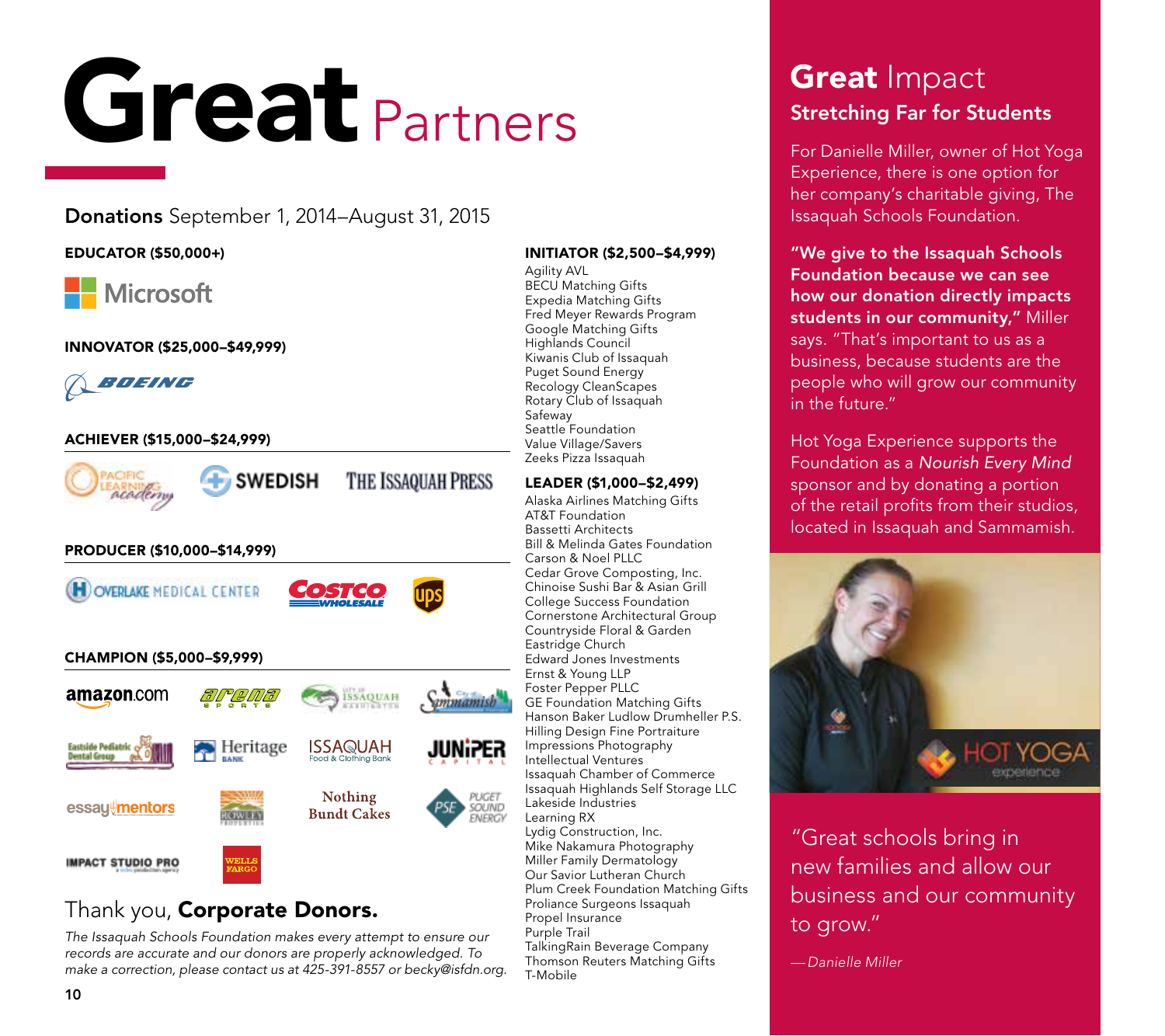# Great Partners

## Donations September 1, 2014–August 31, 2015

**EDUCATOR ($50,000+)**

Microsoft

**INNOVATOR ($25,000–$49,999)**

Boeing

**ACHIEVER ($15,000–$24,999)**

Pacific Learning Academy
Swedish
The Issaquah Press

**PRODUCER ($10,000–$14,999)**

Overlake Medical Center
Costco Wholesale
UPS

**CHAMPION ($5,000–$9,999)**

amazon.com
Arena Sports
City of Issaquah
City of Sammamish
Eastside Pediatric Dental Group
Heritage Bank
Issaquah Food & Clothing Bank
Juniper Capital
essay mentors
Rowley Properties
Nothing Bundt Cakes
Puget Sound Energy
Impact Studio Pro
Wells Fargo

**INITIATOR ($2,500–$4,999)**

Agility AVL
BECU Matching Gifts
Expedia Matching Gifts
Fred Meyer Rewards Program
Google Matching Gifts
Highlands Council
Kiwanis Club of Issaquah
Puget Sound Energy
Recology CleanScapes
Rotary Club of Issaquah
Safeway
Seattle Foundation
Value Village/Savers
Zeeks Pizza Issaquah

**LEADER ($1,000–$2,499)**

Alaska Airlines Matching Gifts
AT&T Foundation
Bassetti Architects
Bill & Melinda Gates Foundation
Carson & Noel PLLC
Cedar Grove Composting, Inc.
Chinoise Sushi Bar & Asian Grill
College Success Foundation
Cornerstone Architectural Group
Countryside Floral & Garden
Eastridge Church
Edward Jones Investments
Ernst & Young LLP
Foster Pepper PLLC
GE Foundation Matching Gifts
Hanson Baker Ludlow Drumheller P.S.
Hilling Design Fine Portraiture
Impressions Photography
Intellectual Ventures
Issaquah Chamber of Commerce
Issaquah Highlands Self Storage LLC
Lakeside Industries
Learning RX
Lydig Construction, Inc.
Mike Nakamura Photography
Miller Family Dermatology
Our Savior Lutheran Church
Plum Creek Foundation Matching Gifts
Proliance Surgeons Issaquah
Propel Insurance
Purple Trail
TalkingRain Beverage Company
Thomson Reuters Matching Gifts
T-Mobile

Thank you, **Corporate Donors.**

*The Issaquah Schools Foundation makes every attempt to ensure our records are accurate and our donors are properly acknowledged. To make a correction, please contact us at 425-391-8557 or becky@isfdn.org.*

## Great Impact

### Stretching Far for Students

For Danielle Miller, owner of Hot Yoga Experience, there is one option for her company's charitable giving, The Issaquah Schools Foundation.

**"We give to the Issaquah Schools Foundation because we can see how our donation directly impacts students in our community,"** Miller says. "That's important to us as a business, because students are the people who will grow our community in the future."

Hot Yoga Experience supports the Foundation as a *Nourish Every Mind* sponsor and by donating a portion of the retail profits from their studios, located in Issaquah and Sammamish.

"Great schools bring in new families and allow our business and our community to grow."

*—Danielle Miller*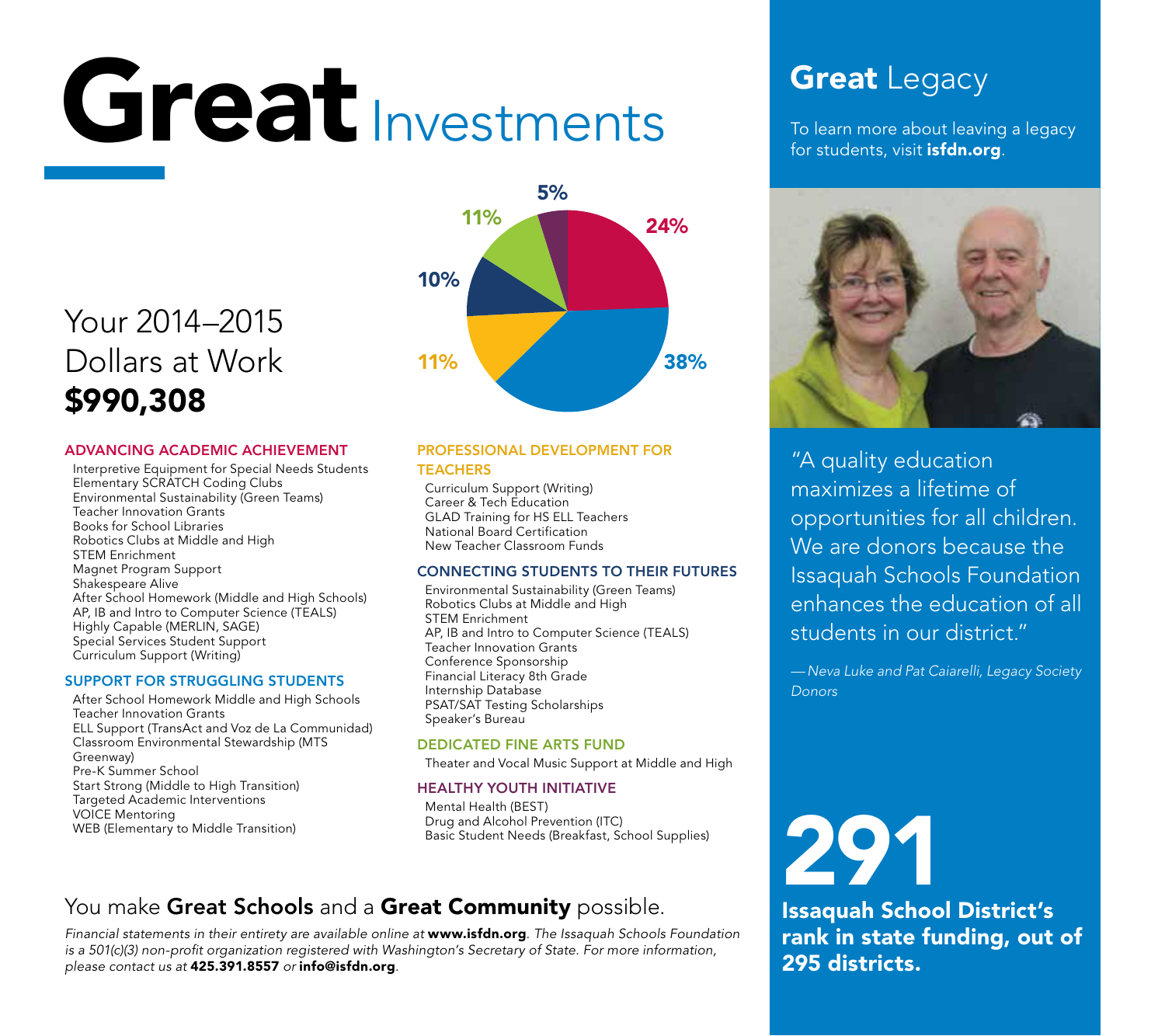# **Great** Investments

Your 2014–2015 Dollars at Work
**$990,308**

24%
38%
11%
10%
11%
5%

### ADVANCING ACADEMIC ACHIEVEMENT

Interpretive Equipment for Special Needs Students
Elementary SCRATCH Coding Clubs
Environmental Sustainability (Green Teams)
Teacher Innovation Grants
Books for School Libraries
Robotics Clubs at Middle and High
STEM Enrichment
Magnet Program Support
Shakespeare Alive
After School Homework (Middle and High Schools)
AP, IB and Intro to Computer Science (TEALS)
Highly Capable (MERLIN, SAGE)
Special Services Student Support
Curriculum Support (Writing)

### SUPPORT FOR STRUGGLING STUDENTS

After School Homework Middle and High Schools
Teacher Innovation Grants
ELL Support (TransAct and Voz de La Communidad)
Classroom Environmental Stewardship (MTS Greenway)
Pre-K Summer School
Start Strong (Middle to High Transition)
Targeted Academic Interventions
VOICE Mentoring
WEB (Elementary to Middle Transition)

### PROFESSIONAL DEVELOPMENT FOR TEACHERS

Curriculum Support (Writing)
Career & Tech Education
GLAD Training for HS ELL Teachers
National Board Certification
New Teacher Classroom Funds

### CONNECTING STUDENTS TO THEIR FUTURES

Environmental Sustainability (Green Teams)
Robotics Clubs at Middle and High
STEM Enrichment
AP, IB and Intro to Computer Science (TEALS)
Teacher Innovation Grants
Conference Sponsorship
Financial Literacy 8th Grade
Internship Database
PSAT/SAT Testing Scholarships
Speaker's Bureau

### DEDICATED FINE ARTS FUND

Theater and Vocal Music Support at Middle and High

### HEALTHY YOUTH INITIATIVE

Mental Health (BEST)
Drug and Alcohol Prevention (ITC)
Basic Student Needs (Breakfast, School Supplies)

You make **Great Schools** and a **Great Community** possible.

*Financial statements in their entirety are available online at* **www.isfdn.org**. *The Issaquah Schools Foundation is a 501(c)(3) non-profit organization registered with Washington's Secretary of State. For more information, please contact us at* **425.391.8557** *or* **info@isfdn.org**.

## **Great** Legacy

To learn more about leaving a legacy for students, visit **isfdn.org**.

"A quality education maximizes a lifetime of opportunities for all children. We are donors because the Issaquah Schools Foundation enhances the education of all students in our district."

*—Neva Luke and Pat Caiarelli, Legacy Society Donors*

# 291

**Issaquah School District's rank in state funding, out of 295 districts.**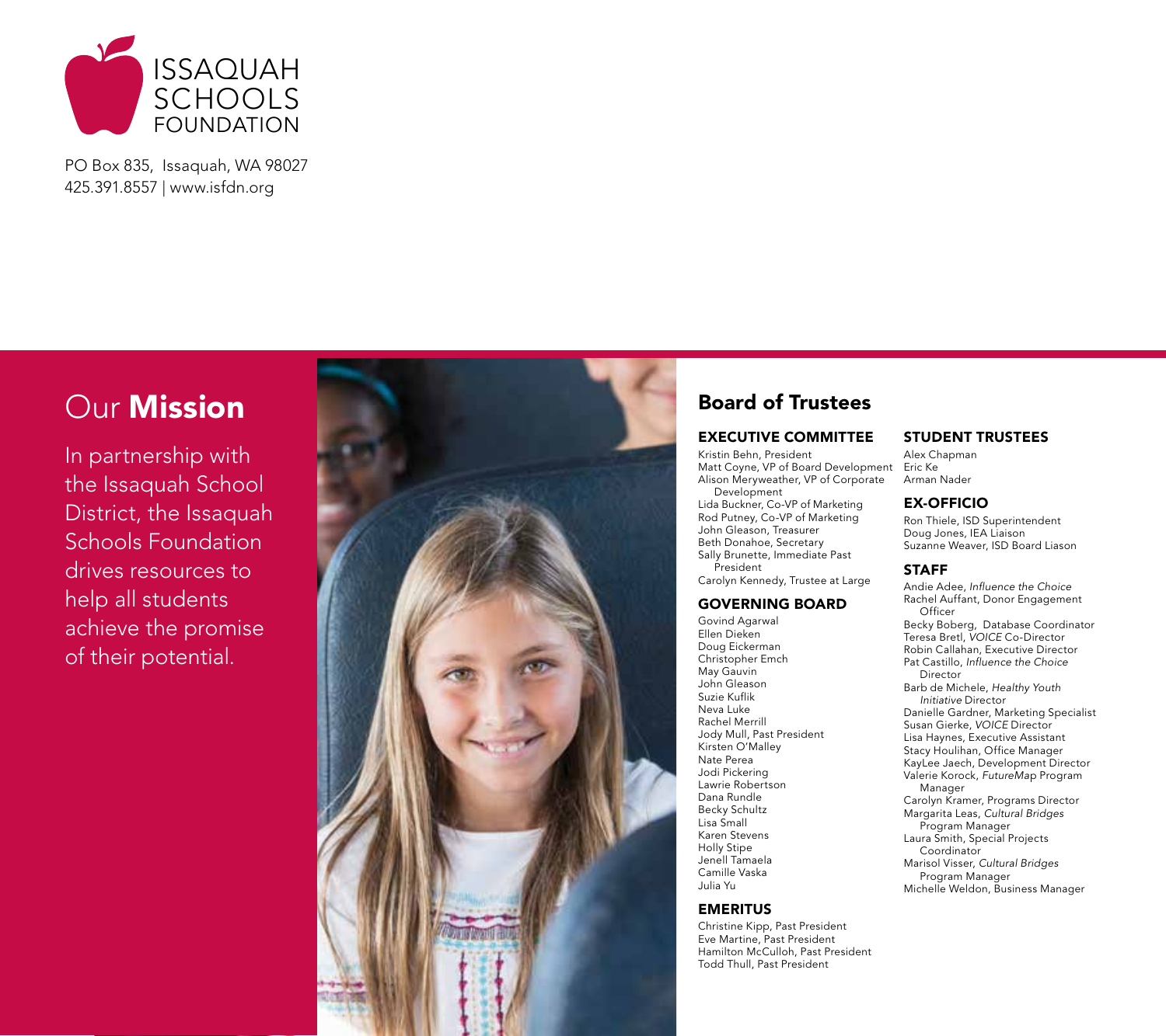ISSAQUAH SCHOOLS FOUNDATION

PO Box 835, Issaquah, WA 98027
425.391.8557 | www.isfdn.org

## Our **Mission**

In partnership with the Issaquah School District, the Issaquah Schools Foundation drives resources to help all students achieve the promise of their potential.

## Board of Trustees

### EXECUTIVE COMMITTEE

Kristin Behn, President
Matt Coyne, VP of Board Development
Alison Meryweather, VP of Corporate Development
Lida Buckner, Co-VP of Marketing
Rod Putney, Co-VP of Marketing
John Gleason, Treasurer
Beth Donahoe, Secretary
Sally Brunette, Immediate Past President
Carolyn Kennedy, Trustee at Large

### GOVERNING BOARD

Govind Agarwal
Ellen Dieken
Doug Eickerman
Christopher Emch
May Gauvin
John Gleason
Suzie Kuflik
Neva Luke
Rachel Merrill
Jody Mull, Past President
Kirsten O'Malley
Nate Perea
Jodi Pickering
Lawrie Robertson
Dana Rundle
Becky Schultz
Lisa Small
Karen Stevens
Holly Stipe
Jenell Tamaela
Camille Vaska
Julia Yu

### EMERITUS

Christine Kipp, Past President
Eve Martine, Past President
Hamilton McCulloh, Past President
Todd Thull, Past President

### STUDENT TRUSTEES

Alex Chapman
Eric Ke
Arman Nader

### EX-OFFICIO

Ron Thiele, ISD Superintendent
Doug Jones, IEA Liaison
Suzanne Weaver, ISD Board Liason

### STAFF

Andie Adee, *Influence the Choice*
Rachel Auffant, Donor Engagement Officer
Becky Boberg, Database Coordinator
Teresa Bretl, *VOICE* Co-Director
Robin Callahan, Executive Director
Pat Castillo, *Influence the Choice* Director
Barb de Michele, *Healthy Youth Initiative* Director
Danielle Gardner, Marketing Specialist
Susan Gierke, *VOICE* Director
Lisa Haynes, Executive Assistant
Stacy Houlihan, Office Manager
KayLee Jaech, Development Director
Valerie Korock, *FutureMap* Program Manager
Carolyn Kramer, Programs Director
Margarita Leas, *Cultural Bridges* Program Manager
Laura Smith, Special Projects Coordinator
Marisol Visser, *Cultural Bridges* Program Manager
Michelle Weldon, Business Manager